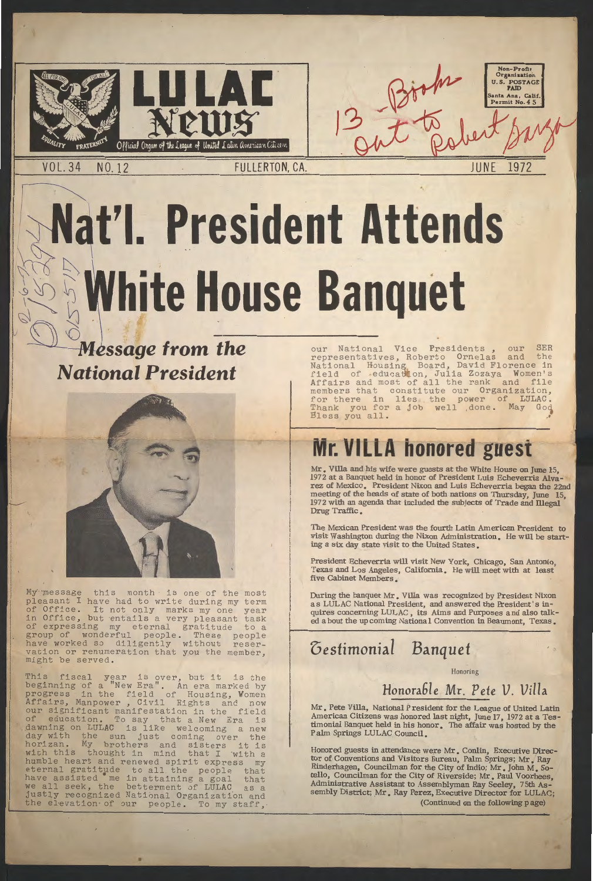# LULAC News

Official Organ of the League of United Latin American Citizens

13 - Books Out to Robert Garza

Non-Profit Organization U.S. POSTAGE PAID Santa Ana, Calif. Permit No. 45

VOL. 34 NO. 12 FULLERTON, CA. JUNE 1972

# Nat'l. President Attends White House Banquet

## *Message from the National President*

My message this month is one of the most pleasant I have had to write during my term of Office. It not only marks my one year in Office, but entails a very pleasant task of expressing my eternal gratitude to a group of wonderful people. These people have worked so diligently without reservation or renumeration that you the member, might be served.

This fiscal year is over, but it is the beginning of a "New Era". An era marked by progress in the field of Housing, Women Affairs, Manpower, Civil Rights and now our significant manifestation in the field of education. To say that a New Era is dawning on LULAC is like welcoming a new day with the sun just coming over the horizan. My brothers and sisters it is with this thought in mind that I with a humble heart and renewed spirit express my eternal gratitude to all the people that have assisted me in attaining a goal that we all seek, the betterment of LULAC as a justly recognized National Organization and the elevation of our people. To my staff, our National Vice Presidents, our SER representatives, Roberto Ornelas and the National Housing Board, David Florence in field of education, Julia Zozaya Women's Affairs and most of all the rank and file members that constitute our Organization, for there in lies the power of LULAC. Thank you for a job well done. May God Bless you all.

## Mr. VILLA honored guest

Mr. Villa and his wife were guests at the White House on June 15, 1972 at a Banquet held in honor of President Luis Echeverria Alvarez of Mexico. President Nixon and Luis Echeverria began the 22nd meeting of the heads of state of both nations on Thursday, June 15, 1972 with an agenda that included the subjects of Trade and Illegal Drug Traffic.

The Mexican President was the fourth Latin American President to visit Washington during the Nixon Administration. He will be starting a six day state visit to the United States.

President Echeverria will visit New York, Chicago, San Antonio, Texas and Los Angeles, California. He will meet with at least five Cabinet Members.

During the banquet Mr. Villa was recognized by President Nixon as LULAC National President, and answered the President's inquires concerning LULAC, its Aims and Purposes and also talked about the upcoming National Convention in Beaumont, Texas.

## Testimonial Banquet

Honoring

### Honorable Mr. Pete V. Villa

Mr. Pete Villa, National President for the League of United Latin American Citizens was honored last night, June 17, 1972 at a Testimonial Banquet held in his honor. The affair was hosted by the Palm Springs LULAC Council.

Honored guests in attendance were Mr. Conlin, Executive Director of Conventions and Visitors Bureau, Palm Springs; Mr. Ray Rinderhagen, Councilman for the City of Indio; Mr. John M. Sotello, Councilman for the City of Riverside; Mr. Paul Voorhees, Administrative Assistant to Assemblyman Ray Seeley, 75th Assembly District; Mr. Ray Perez, Executive Director for LULAC;

(Continued on the following page)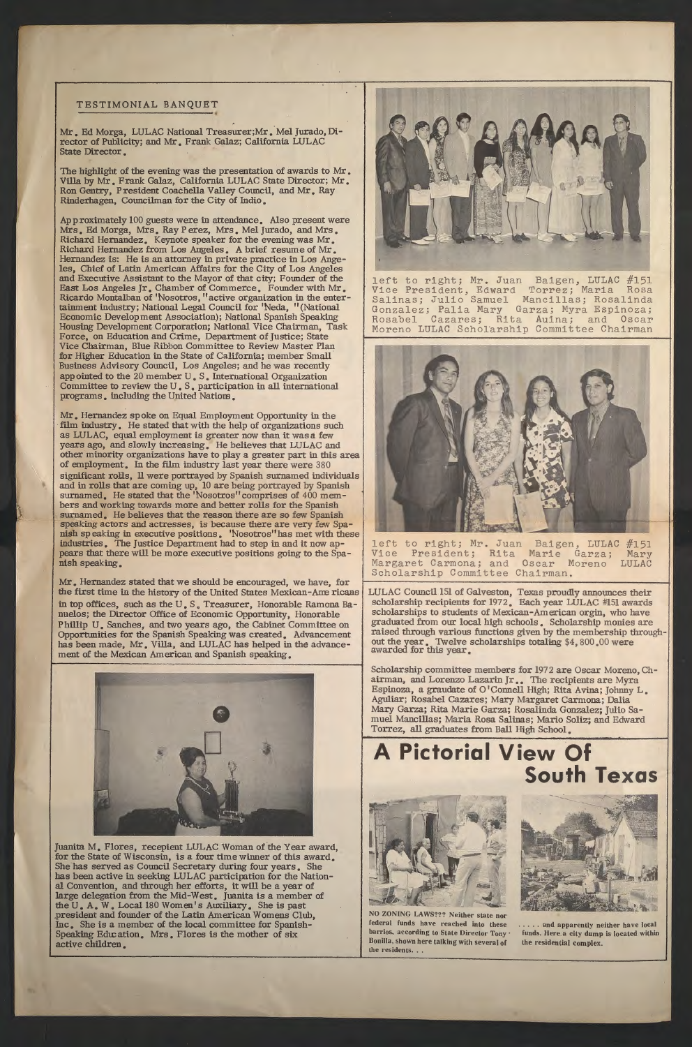TESTIMONIAL BANQUET

Mr. Ed Morga, LULAC National Treasurer; Mr. Mel Jurado, Director of Publicity; and Mr. Frank Galaz; California LULAC State Director.

The highlight of the evening was the presentation of awards to Mr. Villa by Mr. Frank Galaz, California LULAC State Director; Mr. Ron Gentry, President Coachella Valley Council, and Mr. Ray Rinderhagen, Councilman for the City of Indio.

Approximately 100 guests were in attendance. Also present were Mrs. Ed Morga, Mrs. Ray Perez, Mrs. Mel Jurado, and Mrs. Richard Hernandez. Keynote speaker for the evening was Mr. Richard Hernandez from Los Angeles. A brief resume of Mr. Hernandez is: He is an attorney in private practice in Los Angeles, Chief of Latin American Affairs for the City of Los Angeles and Executive Assistant to the Mayor of that city; Founder of the East Los Angeles Jr. Chamber of Commerce. Founder with Mr. Ricardo Montalban of 'Nosotros,"active organization in the entertainment industry; National Legal Council for 'Neda, "(National Economic Development Association); National Spanish Speaking Housing Development Corporation; National Vice Chairman, Task Force, on Education and Crime, Department of Justice; State Vice Chairman, Blue Ribbon Committee to Review Master Plan for Higher Education in the State of California; member Small Business Advisory Council, Los Angeles; and he was recently appointed to the 20 member U.S. International Organization Committee to review the U.S. participation in all international programs. including the United Nations.

Mr. Hernandez spoke on Equal Employment Opportunity in the film industry. He stated that with the help of organizations such as LULAC, equal employment is greater now than it was a few years ago, and slowly increasing. He believes that LULAC and other minority organizations have to play a greater part in this area of employment. In the film industry last year there were 380 significant rolls, 11 were portrayed by Spanish surnamed individuals and in rolls that are coming up, 10 are being portrayed by Spanish surnamed. He stated that the 'Nosotros" comprises of 400 members and working towards more and better rolls for the Spanish surnamed. He believes that the reason there are so few Spanish speaking actors and actresses, is because there are very few Spanish speaking in executive positions. 'Nosotros" has met with these industries. The Justice Department had to step in and it now appears that there will be more executive positions going to the Spanish speaking.

Mr. Hernandez stated that we should be encouraged, we have, for the first time in the history of the United States Mexican-Americans in top offices, such as the U.S. Treasurer, Honorable Ramona Banuelos; the Director Office of Economic Opportunity, Honorable Phillip U. Sanches, and two years ago, the Cabinet Committee on Opportunities for the Spanish Speaking was created. Advancement has been made, Mr. Villa, and LULAC has helped in the advancement of the Mexican American and Spanish speaking.

Juanita M. Flores, recepient LULAC Woman of the Year award, for the State of Wisconsin, is a four time winner of this award. She has served as Council Secretary during four years. She has been active in seeking LULAC participation for the National Convention, and through her efforts, it will be a year of large delegation from the Mid-West. Juanita is a member of the U.A.W. Local 180 Women's Auxiliary. She is past president and founder of the Latin American Womens Club, Inc. She is a member of the local committee for Spanish-Speaking Education. Mrs. Flores is the mother of six active children.

left to right; Mr. Juan Baigen, LULAC #151 Vice President, Edward Torrez; Maria Rosa Salinas; Julio Samuel Mancillas; Rosalinda Gonzalez; Palia Mary Garza; Myra Espinoza; Rosabel Cazares; Rita Auina; and Oscar Moreno LULAC Scholarship Committee Chairman

left to right; Mr. Juan Baigen, LULAC #151 Vice President; Rita Marie Garza; Mary Margaret Carmona; and Oscar Moreno LULAC Scholarship Committee Chairman.

LULAC Council 151 of Galveston, Texas proudly announces their scholarship recipients for 1972. Each year LULAC #151 awards scholarships to students of Mexican-American orgin, who have graduated from our local high schools. Scholarship monies are raised through various functions given by the membership throughout the year. Twelve scholarships totaling $4,800.00 were awarded for this year.

Scholarship committee members for 1972 are Oscar Moreno, Chairman, and Lorenzo Lazarin Jr.. The recipients are Myra Espinoza, a graudate of O'Connell High; Rita Avina; Johnny L. Aguliar; Rosabel Cazares; Mary Margaret Carmona; Dalia Mary Garza; Rita Marie Garza; Rosalinda Gonzalez; Julio Samuel Mancillas; Maria Rosa Salinas; Mario Soliz; and Edward Torrez, all graduates from Ball High School.

# A Pictorial View Of South Texas

NO ZONING LAWS??? Neither state nor federal funds have reached into these barrios, according to State Director Tony Bonilla, shown here talking with several of the residents. . .

. . . . . and apparently neither have local funds. Here a city dump is located within the residential complex.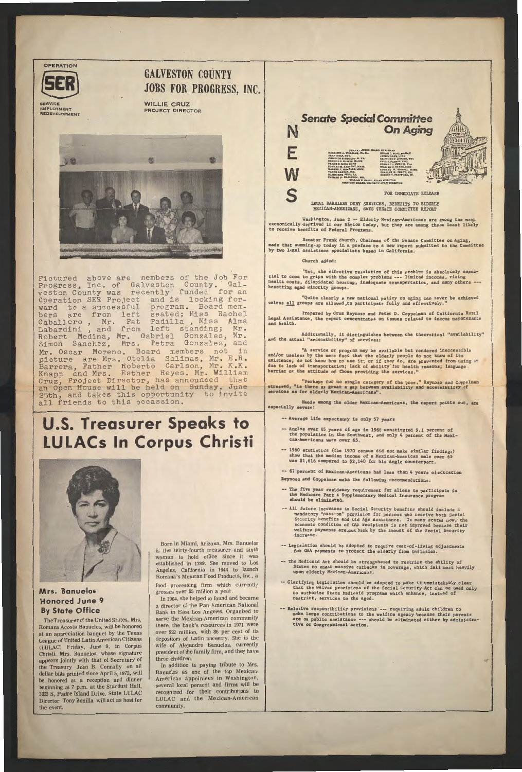OPERATION **SER** SERVICE EMPLOYMENT REDEVELOPMENT

# GALVESTON COUNTY JOBS FOR PROGRESS, INC.

WILLIE CRUZ
PROJECT DIRECTOR

Pictured above are members of the Job For Progress, Inc. of Galveston County. Galveston County was recently funded for an Operation SER Project and is looking forward to a successful program. Board members are from left seated; Miss Rachel Caballero, Mr. Pat Padilla, Miss Alma Labardini, and from left standing; Mr. Robert Medina, Mr. Gabriel Gonzales, Mr. Simon Sanchez, Mrs. Petra Gonzales, and Mr. Oscar Moreno. Board members not in picture are Mrs. Otelia Salinas, Mr. E.R. Barrera, Father Roberto Carlson, Mr. K.K. Knapp and Mrs. Esther Reyes. Mr. William Cruz, Project Director, has announced that an Open House will be held on Sunday, June 25th, and takes this opportunity to invite all friends to this occassion.

# U.S. Treasurer Speaks to LULACs In Corpus Christi

### Mrs. Banuelos Honored June 9 By State Office

The Treasurer of the United States, Mrs. Romana Acosta Banuelos, will be honored at an appreciation banquet by the Texas League of United Latin American Citizens (LULAC) Friday, June 9, in Corpus Christi. Mrs. Banuelos, whose signature appears jointly with that of Secretary of the Treasury John B. Connally on all dollar bills printed since April 5, 1972, will be honored at a reception and dinner beginning at 7 p.m. at the Stardust Hall, 3053 S. Padre Island Drive. State LULAC Director Tony Bonilla will act as host for the event.

Born in Miami, Arizona, Mrs. Banuelos is the thirty-fourth treasurer and sixth woman to hold office since it was established in 1789. She moved to Los Angeles, California in 1944 to launch Romana's Mexican Food Products, Inc., a food processing firm which currently grosses over $5 million a year.

In 1964, she helped to found and became a director of the Pan American National Bank in East Los Angeles. Organized to serve the Mexican-American community there, the bank's resources in 1971 were over $22 million, with 86 per cent of its depositors of Latin ancestry. She is the wife of Alejandro Banuelos, currently president of the family firm, and they have three children.

In addition to paying tribute to Mrs. Banuelos as one of the top Mexican-American appointees in Washington, several local persons and firms will be recognized for their contributions to LULAC and the Mexican-American community.

---

# NEWS — Senate Special Committee On Aging

FRANK CHURCH, IDAHO, CHAIRMAN

FOR IMMEDIATE RELEASE

**LEGAL BARRIERS DENY SERVICES, BENEFITS TO ELDERLY MEXICAN-AMERICANS, SAYS SENATE COMMITTEE REPORT**

Washington, June 2 -- Elderly Mexican-Americans are among the most economically deprived in our Nation today, but they are among those least likely to receive benefits of Federal Programs.

Senator Frank Church, Chairman of the Senate Committee on Aging, made that summing-up today in a preface to a new report submitted to the Committee by two legal assistance specialists based in California.

Church added:

"Yet, the effective resolution of this problem is absolutely essential to come to grips with the complex problems --- limited incomes, rising health costs, dilapidated housing, inadequate transportation, and many others --- besetting aged minority groups.

"Quite clearly a new national policy on aging can never be achieved unless all groups are allowed to participate fully and effectively."

Prepared by Cruz Reynoso and Peter D. Coppelman of California Rural Legal Assistance, the report concentrates on issues related to income maintenance and health.

Additionally, it distinguishes between the theoretical "availability" and the actual "accessibility" of services:

"A service or program may be available but rendered inaccessible and/or useless by the mere fact that the elderly people do not know of its existence; do not know how to use it; or if they do, are prevented from using it due to lack of transportation; lack of ability for health reasons; language barrier or the attitude of those providing the services."

"Perhaps for no single category of the poor," Reynoso and Coppelman stressed, "is there as great a gap between availability and accessibility of services as for elderly Mexican-Americans".

Needs among the older Mexican-Americans, the report points out, are especially severe:

-- Average life expectancy is only 57 years

-- Anglos over 65 years of age in 1960 constituted 9.1 percent of the population in the Southwest, and only 4 percent of the Mexican-Americans were over 65.

-- 1960 statistics (the 1970 census did not make similar findings) show that the median income of a Mexican-American male over 65 was $1,616 compared to $2,140 for his Anglo counterpart.

-- 67 percent of Mexican-Americans had less than 4 years of education

Reynoso and Coppelman make the following recommendations:

-- The five year residency requirement for aliens to participate in the Medicare Part B Supplementary Medical Insurance program should be eliminated.

-- All future increases in Social Security benefits should include a mandatory "pass-on" provision for persons who receive both Social Security benefits and Old Age Assistance. In many states now, the economic condition of OAA recipients is not improved because their welfare payments are cut back by the amount of the Social Security increase.

-- Legislation should be adopted to require cost-of-living adjustments for OAA payments to protect the elderly from inflation.

-- The Medicaid Act should be strengthened to restrict the ability of States to enact massive cutbacks in coverage, which fall most heavily upon elderly Mexican-Americans.

-- Clarifying legislation should be adopted to make it unmistakably clear that the waiver provisions of the Social Security Act can be used only to authorize State Medicaid programs which enhance, instead of restrict, services to the aged.

-- Relative responsibility provisions --- requiring adult children to make large contributions to the welfare agency because their parents are on public assistance --- should be eliminated either by administrative or Congressional action.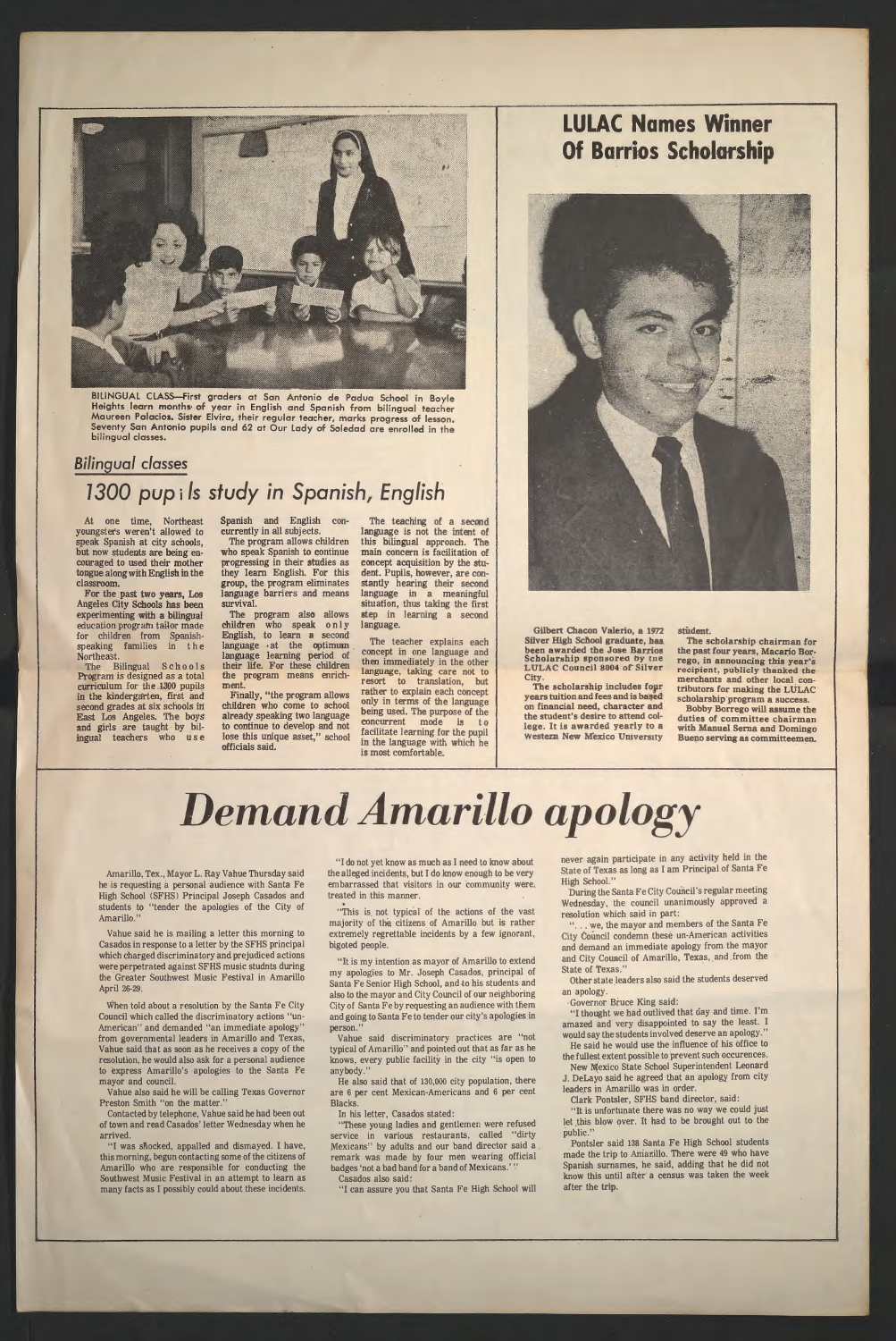BILINGUAL CLASS—First graders at San Antonio de Padua School in Boyle Heights learn months of year in English and Spanish from bilingual teacher Maureen Palacios. Sister Elvira, their regular teacher, marks progress of lesson. Seventy San Antonio pupils and 62 at Our Lady of Soledad are enrolled in the bilingual classes.

## Bilingual classes

# 1300 pupils study in Spanish, English

At one time, Northeast youngsters weren't allowed to speak Spanish at city schools, but now students are being encouraged to used their mother tongue along with English in the classroom.

For the past two years, Los Angeles City Schools has been experimenting with a bilingual education program tailor made for children from Spanish-speaking families in the Northeast.

The Bilingual Schools Program is designed as a total curriculum for the 1300 pupils in the kindergarten, first and second grades at six schools in East Los Angeles. The boys and girls are taught by bilingual teachers who use Spanish and English concurrently in all subjects.

The program allows children who speak Spanish to continue progressing in their studies as they learn English. For this group, the program eliminates language barriers and means survival.

The program also allows children who speak only English, to learn a second language at the optimum language learning period of their life. For these children the program means enrichment.

Finally, "the program allows children who come to school already speaking two language to continue to develop and not lose this unique asset," school officials said.

The teaching of a second language is not the intent of this bilingual approach. The main concern is facilitation of concept acquisition by the student. Pupils, however, are constantly hearing their second language in a meaningful situation, thus taking the first step in learning a second language.

The teacher explains each concept in one language and then immediately in the other language, taking care not to resort to translation, but rather to explain each concept only in terms of the language being used. The purpose of the concurrent mode is to facilitate learning for the pupil in the language with which he is most comfortable.

## LULAC Names Winner Of Barrios Scholarship

Gilbert Chacon Valerio, a 1972 Silver High School graduate, has been awarded the Jose Barrios Scholarship sponsored by the LULAC Council 8004 of Silver City.

The scholarship includes four years tuition and fees and is based on financial need, character and the student's desire to attend college. It is awarded yearly to a Western New Mexico University student.

The scholarship chairman for the past four years, Macario Borrego, in announcing this year's recipient, publicly thanked the merchants and other local contributors for making the LULAC scholarship program a success.

Bobby Borrego will assume the duties of committee chairman with Manuel Serna and Domingo Bueno serving as committeemen.

# Demand Amarillo apology

Amarillo, Tex., Mayor L. Ray Vahue Thursday said he is requesting a personal audience with Santa Fe High School (SFHS) Principal Joseph Casados and students to "tender the apologies of the City of Amarillo."

Vahue said he is mailing a letter this morning to Casados in response to a letter by the SFHS principal which charged discriminatory and prejudiced actions were perpetrated against SFHS music studnts during the Greater Southwest Music Festival in Amarillo April 26-29.

When told about a resolution by the Santa Fe City Council which called the discriminatory actions "un-American" and demanded "an immediate apology" from governmental leaders in Amarillo and Texas, Vahue said that as soon as he receives a copy of the resolution, he would also ask for a personal audience to express Amarillo's apologies to the Santa Fe mayor and council.

Vahue also said he will be calling Texas Governor Preston Smith "on the matter."

Contacted by telephone, Vahue said he had been out of town and read Casados' letter Wednesday when he arrived.

"I was shocked, appalled and dismayed. I have, this morning, begun contacting some of the citizens of Amarillo who are responsible for conducting the Southwest Music Festival in an attempt to learn as many facts as I possibly could about these incidents.

"I do not yet know as much as I need to know about the alleged incidents, but I do know enough to be very embarrassed that visitors in our community were treated in this manner.

"This is not typical of the actions of the vast majority of the citizens of Amarillo but is rather extremely regrettable incidents by a few ignorant, bigoted people.

"It is my intention as mayor of Amarillo to extend my apologies to Mr. Joseph Casados, principal of Santa Fe Senior High School, and to his students and also to the mayor and City Council of our neighboring City of Santa Fe by requesting an audience with them and going to Santa Fe to tender our city's apologies in person."

Vahue said discriminatory practices are "not typical of Amarillo" and pointed out that as far as he knows, every public facility in the city "is open to anybody."

He also said that of 130,000 city population, there are 6 per cent Mexican-Americans and 6 per cent Blacks.

In his letter, Casados stated:

"These young ladies and gentlemen were refused service in various restaurants, called "dirty Mexicans" by adults and our band director said a remark was made by four men wearing official badges 'not a bad band for a band of Mexicans.'"

Casados also said:

"I can assure you that Santa Fe High School will never again participate in any activity held in the State of Texas as long as I am Principal of Santa Fe High School."

During the Santa Fe City Council's regular meeting Wednesday, the council unanimously approved a resolution which said in part:

"...we, the mayor and members of the Santa Fe City Council condemn these un-American activities and demand an immediate apology from the mayor and City Council of Amarillo, Texas, and from the State of Texas."

Other state leaders also said the students deserved an apology.

Governor Bruce King said:

"I thought we had outlived that day and time. I'm amazed and very disappointed to say the least. I would say the students involved deserve an apology."

He said he would use the influence of his office to the fullest extent possible to prevent such occurences.

New Mexico State School Superintendent Leonard J. DeLayo said he agreed that an apology from city leaders in Amarillo was in order.

Clark Pontsler, SFHS band director, said:

"It is unfortunate there was no way we could just let this blow over. It had to be brought out to the public."

Pontsler said 138 Santa Fe High School students made the trip to Amarillo. There were 49 who have Spanish surnames, he said, adding that he did not know this until after a census was taken the week after the trip.